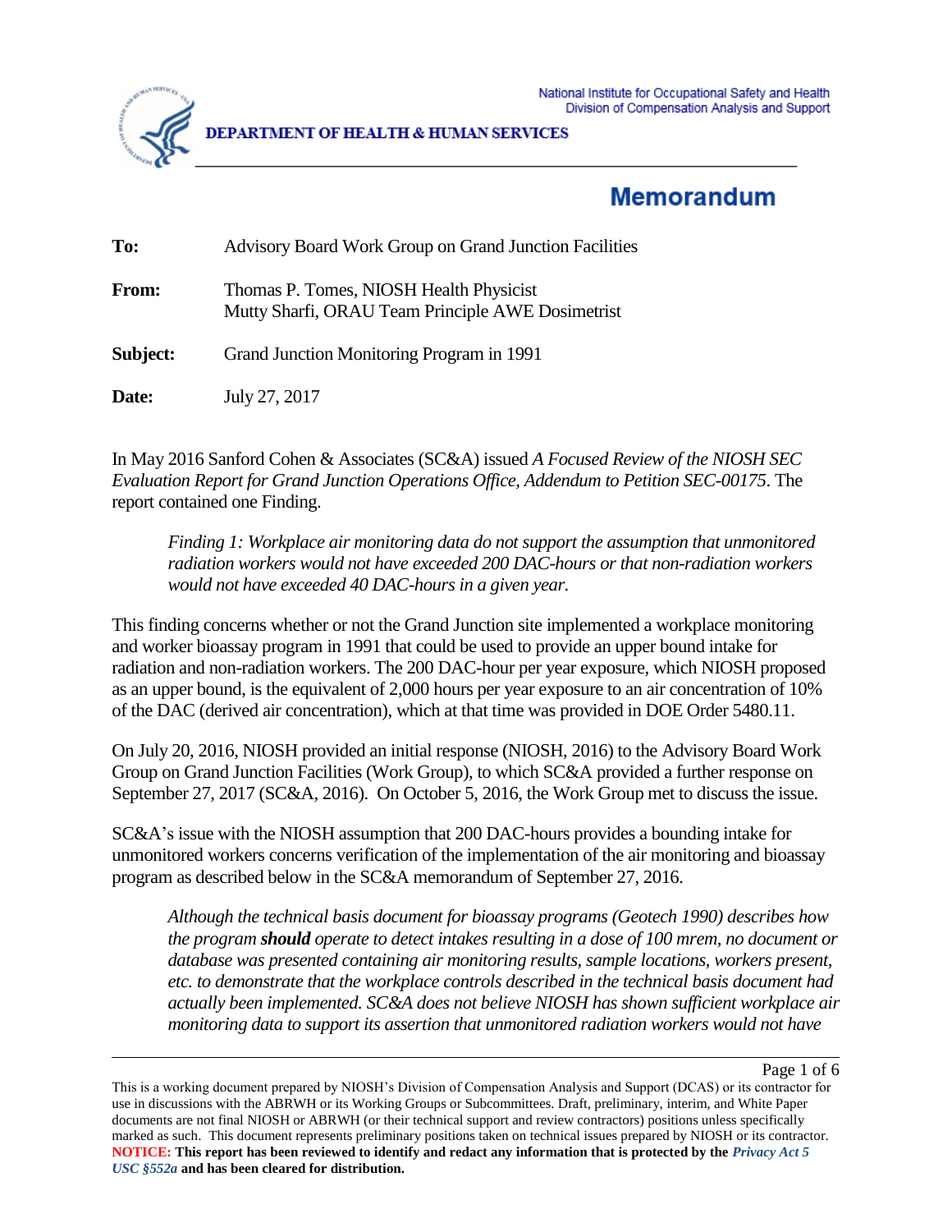National Institute for Occupational Safety and Health
Division of Compensation Analysis and Support

**DEPARTMENT OF HEALTH & HUMAN SERVICES**

# Memorandum

**To:** Advisory Board Work Group on Grand Junction Facilities

**From:** Thomas P. Tomes, NIOSH Health Physicist
Mutty Sharfi, ORAU Team Principle AWE Dosimetrist

**Subject:** Grand Junction Monitoring Program in 1991

**Date:** July 27, 2017

In May 2016 Sanford Cohen & Associates (SC&A) issued *A Focused Review of the NIOSH SEC Evaluation Report for Grand Junction Operations Office, Addendum to Petition SEC-00175*. The report contained one Finding.

> *Finding 1: Workplace air monitoring data do not support the assumption that unmonitored radiation workers would not have exceeded 200 DAC-hours or that non-radiation workers would not have exceeded 40 DAC-hours in a given year.*

This finding concerns whether or not the Grand Junction site implemented a workplace monitoring and worker bioassay program in 1991 that could be used to provide an upper bound intake for radiation and non-radiation workers. The 200 DAC-hour per year exposure, which NIOSH proposed as an upper bound, is the equivalent of 2,000 hours per year exposure to an air concentration of 10% of the DAC (derived air concentration), which at that time was provided in DOE Order 5480.11.

On July 20, 2016, NIOSH provided an initial response (NIOSH, 2016) to the Advisory Board Work Group on Grand Junction Facilities (Work Group), to which SC&A provided a further response on September 27, 2017 (SC&A, 2016). On October 5, 2016, the Work Group met to discuss the issue.

SC&A's issue with the NIOSH assumption that 200 DAC-hours provides a bounding intake for unmonitored workers concerns verification of the implementation of the air monitoring and bioassay program as described below in the SC&A memorandum of September 27, 2016.

> *Although the technical basis document for bioassay programs (Geotech 1990) describes how the program **should** operate to detect intakes resulting in a dose of 100 mrem, no document or database was presented containing air monitoring results, sample locations, workers present, etc. to demonstrate that the workplace controls described in the technical basis document had actually been implemented. SC&A does not believe NIOSH has shown sufficient workplace air monitoring data to support its assertion that unmonitored radiation workers would not have*

This is a working document prepared by NIOSH's Division of Compensation Analysis and Support (DCAS) or its contractor for use in discussions with the ABRWH or its Working Groups or Subcommittees. Draft, preliminary, interim, and White Paper documents are not final NIOSH or ABRWH (or their technical support and review contractors) positions unless specifically marked as such. This document represents preliminary positions taken on technical issues prepared by NIOSH or its contractor.
**NOTICE: This report has been reviewed to identify and redact any information that is protected by the *Privacy Act 5 USC §552a* and has been cleared for distribution.**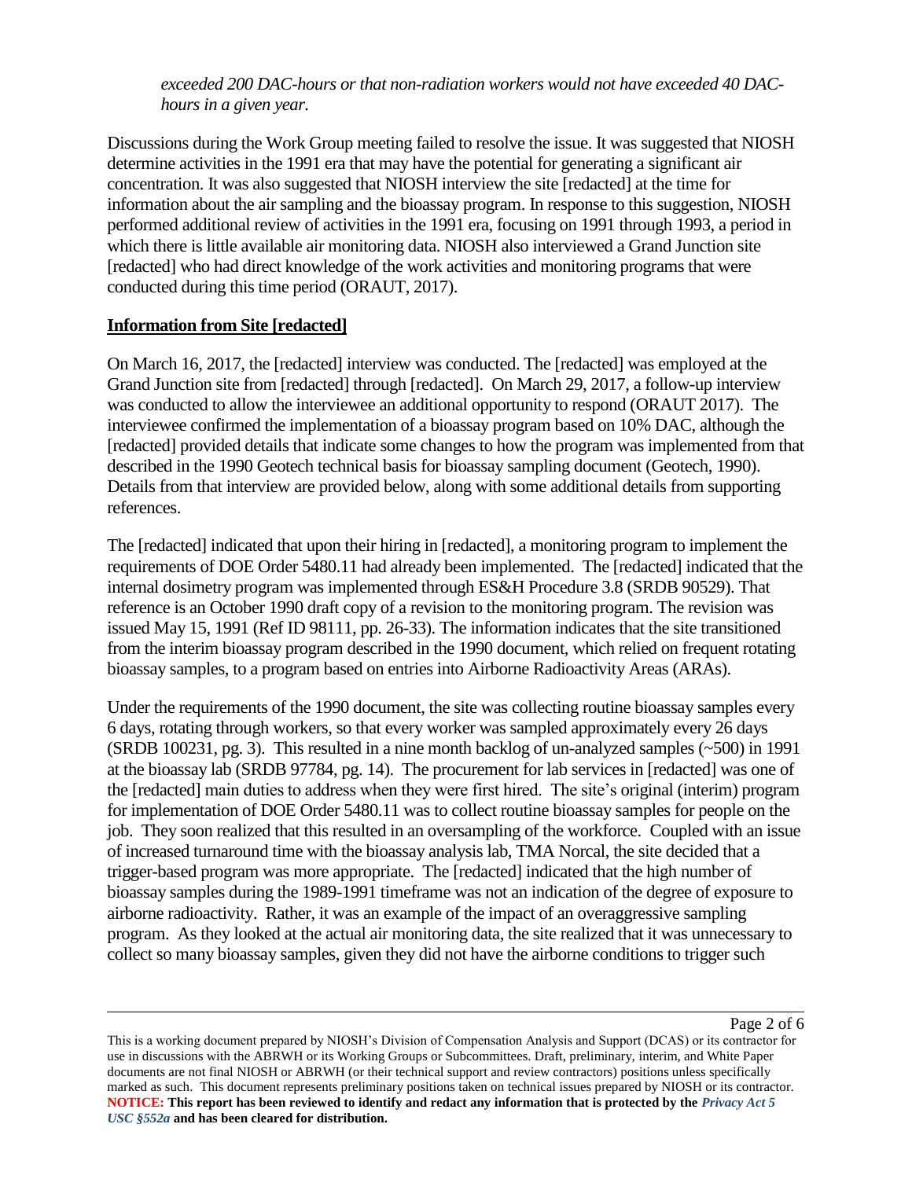*exceeded 200 DAC-hours or that non-radiation workers would not have exceeded 40 DAC-hours in a given year.*

Discussions during the Work Group meeting failed to resolve the issue. It was suggested that NIOSH determine activities in the 1991 era that may have the potential for generating a significant air concentration. It was also suggested that NIOSH interview the site [redacted] at the time for information about the air sampling and the bioassay program. In response to this suggestion, NIOSH performed additional review of activities in the 1991 era, focusing on 1991 through 1993, a period in which there is little available air monitoring data. NIOSH also interviewed a Grand Junction site [redacted] who had direct knowledge of the work activities and monitoring programs that were conducted during this time period (ORAUT, 2017).

## Information from Site [redacted]

On March 16, 2017, the [redacted] interview was conducted. The [redacted] was employed at the Grand Junction site from [redacted] through [redacted]. On March 29, 2017, a follow-up interview was conducted to allow the interviewee an additional opportunity to respond (ORAUT 2017). The interviewee confirmed the implementation of a bioassay program based on 10% DAC, although the [redacted] provided details that indicate some changes to how the program was implemented from that described in the 1990 Geotech technical basis for bioassay sampling document (Geotech, 1990). Details from that interview are provided below, along with some additional details from supporting references.

The [redacted] indicated that upon their hiring in [redacted], a monitoring program to implement the requirements of DOE Order 5480.11 had already been implemented. The [redacted] indicated that the internal dosimetry program was implemented through ES&H Procedure 3.8 (SRDB 90529). That reference is an October 1990 draft copy of a revision to the monitoring program. The revision was issued May 15, 1991 (Ref ID 98111, pp. 26-33). The information indicates that the site transitioned from the interim bioassay program described in the 1990 document, which relied on frequent rotating bioassay samples, to a program based on entries into Airborne Radioactivity Areas (ARAs).

Under the requirements of the 1990 document, the site was collecting routine bioassay samples every 6 days, rotating through workers, so that every worker was sampled approximately every 26 days (SRDB 100231, pg. 3). This resulted in a nine month backlog of un-analyzed samples (~500) in 1991 at the bioassay lab (SRDB 97784, pg. 14). The procurement for lab services in [redacted] was one of the [redacted] main duties to address when they were first hired. The site's original (interim) program for implementation of DOE Order 5480.11 was to collect routine bioassay samples for people on the job. They soon realized that this resulted in an oversampling of the workforce. Coupled with an issue of increased turnaround time with the bioassay analysis lab, TMA Norcal, the site decided that a trigger-based program was more appropriate. The [redacted] indicated that the high number of bioassay samples during the 1989-1991 timeframe was not an indication of the degree of exposure to airborne radioactivity. Rather, it was an example of the impact of an overaggressive sampling program. As they looked at the actual air monitoring data, the site realized that it was unnecessary to collect so many bioassay samples, given they did not have the airborne conditions to trigger such

This is a working document prepared by NIOSH's Division of Compensation Analysis and Support (DCAS) or its contractor for use in discussions with the ABRWH or its Working Groups or Subcommittees. Draft, preliminary, interim, and White Paper documents are not final NIOSH or ABRWH (or their technical support and review contractors) positions unless specifically marked as such. This document represents preliminary positions taken on technical issues prepared by NIOSH or its contractor.
**NOTICE: This report has been reviewed to identify and redact any information that is protected by the *Privacy Act 5 USC §552a* and has been cleared for distribution.**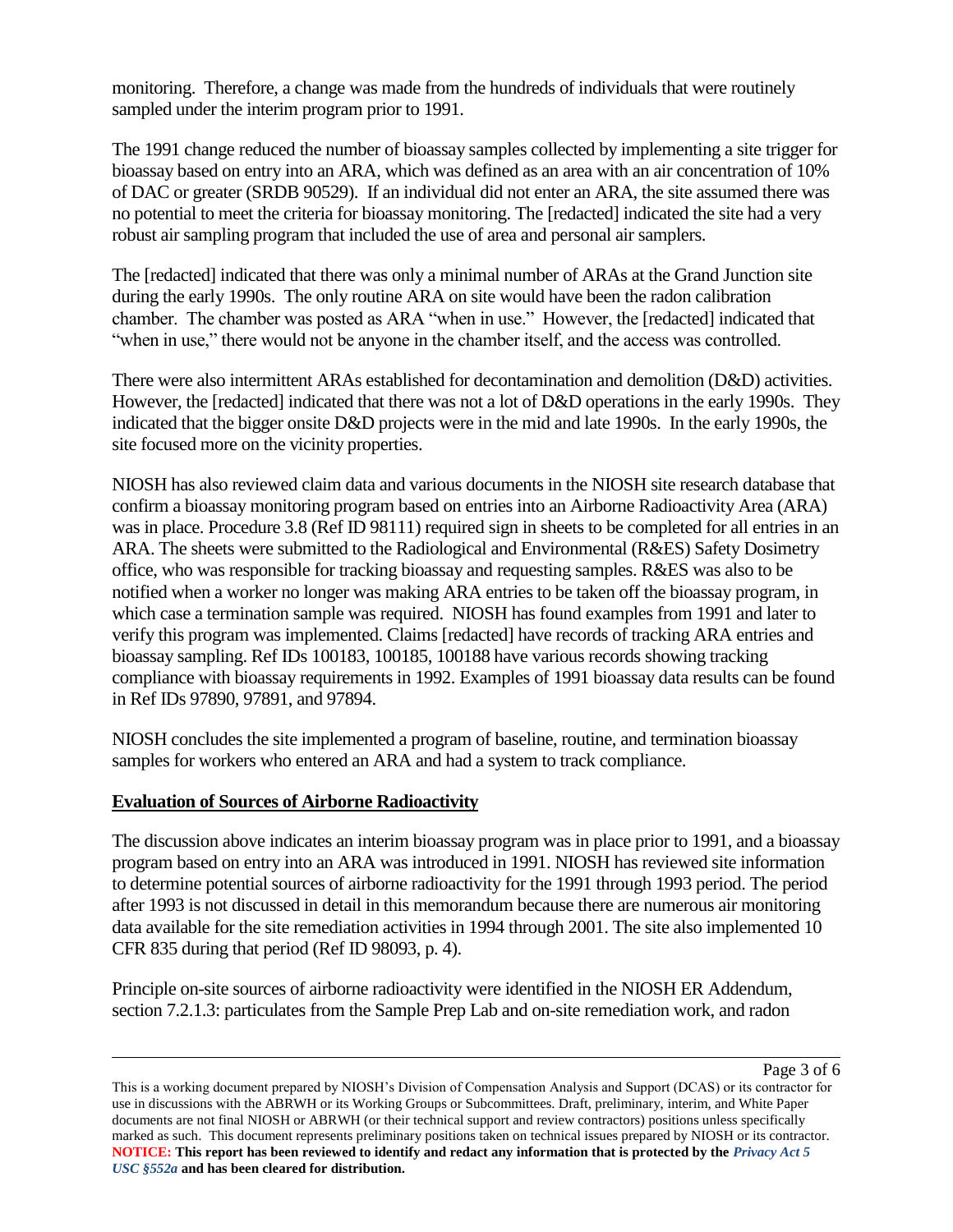monitoring. Therefore, a change was made from the hundreds of individuals that were routinely sampled under the interim program prior to 1991.

The 1991 change reduced the number of bioassay samples collected by implementing a site trigger for bioassay based on entry into an ARA, which was defined as an area with an air concentration of 10% of DAC or greater (SRDB 90529). If an individual did not enter an ARA, the site assumed there was no potential to meet the criteria for bioassay monitoring. The [redacted] indicated the site had a very robust air sampling program that included the use of area and personal air samplers.

The [redacted] indicated that there was only a minimal number of ARAs at the Grand Junction site during the early 1990s. The only routine ARA on site would have been the radon calibration chamber. The chamber was posted as ARA "when in use." However, the [redacted] indicated that "when in use," there would not be anyone in the chamber itself, and the access was controlled.

There were also intermittent ARAs established for decontamination and demolition (D&D) activities. However, the [redacted] indicated that there was not a lot of D&D operations in the early 1990s. They indicated that the bigger onsite D&D projects were in the mid and late 1990s. In the early 1990s, the site focused more on the vicinity properties.

NIOSH has also reviewed claim data and various documents in the NIOSH site research database that confirm a bioassay monitoring program based on entries into an Airborne Radioactivity Area (ARA) was in place. Procedure 3.8 (Ref ID 98111) required sign in sheets to be completed for all entries in an ARA. The sheets were submitted to the Radiological and Environmental (R&ES) Safety Dosimetry office, who was responsible for tracking bioassay and requesting samples. R&ES was also to be notified when a worker no longer was making ARA entries to be taken off the bioassay program, in which case a termination sample was required. NIOSH has found examples from 1991 and later to verify this program was implemented. Claims [redacted] have records of tracking ARA entries and bioassay sampling. Ref IDs 100183, 100185, 100188 have various records showing tracking compliance with bioassay requirements in 1992. Examples of 1991 bioassay data results can be found in Ref IDs 97890, 97891, and 97894.

NIOSH concludes the site implemented a program of baseline, routine, and termination bioassay samples for workers who entered an ARA and had a system to track compliance.

## Evaluation of Sources of Airborne Radioactivity

The discussion above indicates an interim bioassay program was in place prior to 1991, and a bioassay program based on entry into an ARA was introduced in 1991. NIOSH has reviewed site information to determine potential sources of airborne radioactivity for the 1991 through 1993 period. The period after 1993 is not discussed in detail in this memorandum because there are numerous air monitoring data available for the site remediation activities in 1994 through 2001. The site also implemented 10 CFR 835 during that period (Ref ID 98093, p. 4).

Principle on-site sources of airborne radioactivity were identified in the NIOSH ER Addendum, section 7.2.1.3: particulates from the Sample Prep Lab and on-site remediation work, and radon

This is a working document prepared by NIOSH's Division of Compensation Analysis and Support (DCAS) or its contractor for use in discussions with the ABRWH or its Working Groups or Subcommittees. Draft, preliminary, interim, and White Paper documents are not final NIOSH or ABRWH (or their technical support and review contractors) positions unless specifically marked as such. This document represents preliminary positions taken on technical issues prepared by NIOSH or its contractor.
**NOTICE: This report has been reviewed to identify and redact any information that is protected by the *Privacy Act 5 USC §552a* and has been cleared for distribution.**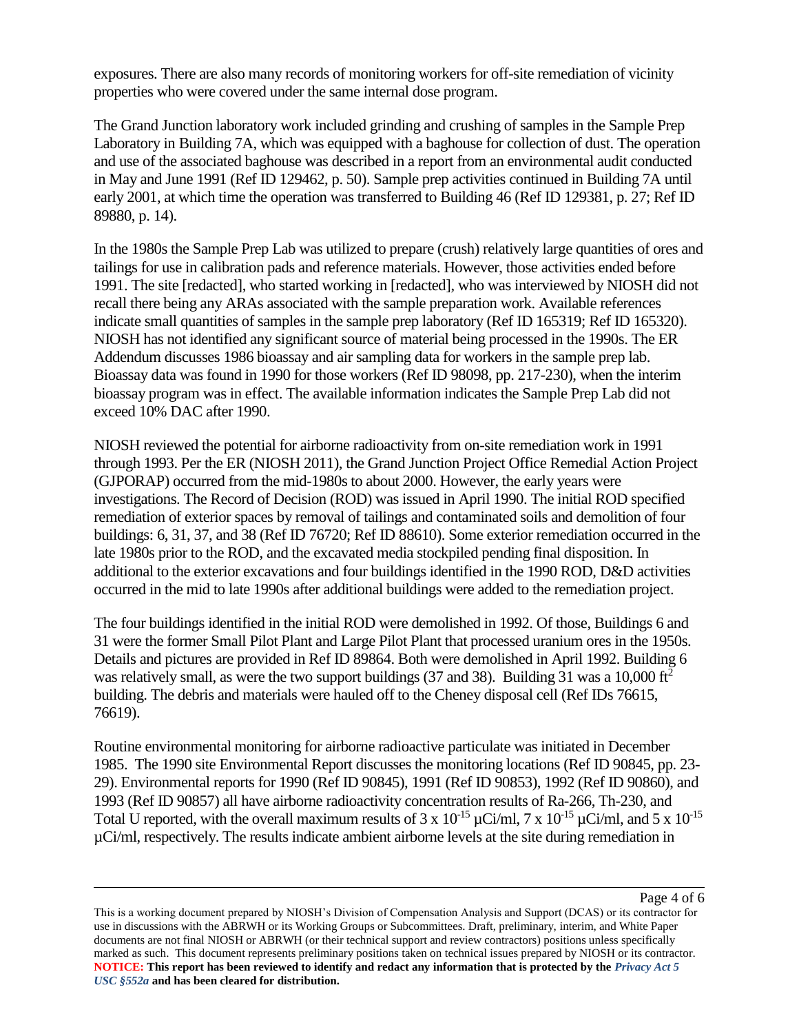exposures. There are also many records of monitoring workers for off-site remediation of vicinity properties who were covered under the same internal dose program.

The Grand Junction laboratory work included grinding and crushing of samples in the Sample Prep Laboratory in Building 7A, which was equipped with a baghouse for collection of dust. The operation and use of the associated baghouse was described in a report from an environmental audit conducted in May and June 1991 (Ref ID 129462, p. 50). Sample prep activities continued in Building 7A until early 2001, at which time the operation was transferred to Building 46 (Ref ID 129381, p. 27; Ref ID 89880, p. 14).

In the 1980s the Sample Prep Lab was utilized to prepare (crush) relatively large quantities of ores and tailings for use in calibration pads and reference materials. However, those activities ended before 1991. The site [redacted], who started working in [redacted], who was interviewed by NIOSH did not recall there being any ARAs associated with the sample preparation work. Available references indicate small quantities of samples in the sample prep laboratory (Ref ID 165319; Ref ID 165320). NIOSH has not identified any significant source of material being processed in the 1990s. The ER Addendum discusses 1986 bioassay and air sampling data for workers in the sample prep lab. Bioassay data was found in 1990 for those workers (Ref ID 98098, pp. 217-230), when the interim bioassay program was in effect. The available information indicates the Sample Prep Lab did not exceed 10% DAC after 1990.

NIOSH reviewed the potential for airborne radioactivity from on-site remediation work in 1991 through 1993. Per the ER (NIOSH 2011), the Grand Junction Project Office Remedial Action Project (GJPORAP) occurred from the mid-1980s to about 2000. However, the early years were investigations. The Record of Decision (ROD) was issued in April 1990. The initial ROD specified remediation of exterior spaces by removal of tailings and contaminated soils and demolition of four buildings: 6, 31, 37, and 38 (Ref ID 76720; Ref ID 88610). Some exterior remediation occurred in the late 1980s prior to the ROD, and the excavated media stockpiled pending final disposition. In additional to the exterior excavations and four buildings identified in the 1990 ROD, D&D activities occurred in the mid to late 1990s after additional buildings were added to the remediation project.

The four buildings identified in the initial ROD were demolished in 1992. Of those, Buildings 6 and 31 were the former Small Pilot Plant and Large Pilot Plant that processed uranium ores in the 1950s. Details and pictures are provided in Ref ID 89864. Both were demolished in April 1992. Building 6 was relatively small, as were the two support buildings (37 and 38). Building 31 was a 10,000 $ft^2$ building. The debris and materials were hauled off to the Cheney disposal cell (Ref IDs 76615, 76619).

Routine environmental monitoring for airborne radioactive particulate was initiated in December 1985. The 1990 site Environmental Report discusses the monitoring locations (Ref ID 90845, pp. 23-29). Environmental reports for 1990 (Ref ID 90845), 1991 (Ref ID 90853), 1992 (Ref ID 90860), and 1993 (Ref ID 90857) all have airborne radioactivity concentration results of Ra-266, Th-230, and Total U reported, with the overall maximum results of $3 \times 10^{-15}$ µCi/ml, $7 \times 10^{-15}$ µCi/ml, and $5 \times 10^{-15}$ µCi/ml, respectively. The results indicate ambient airborne levels at the site during remediation in

This is a working document prepared by NIOSH's Division of Compensation Analysis and Support (DCAS) or its contractor for use in discussions with the ABRWH or its Working Groups or Subcommittees. Draft, preliminary, interim, and White Paper documents are not final NIOSH or ABRWH (or their technical support and review contractors) positions unless specifically marked as such. This document represents preliminary positions taken on technical issues prepared by NIOSH or its contractor. **NOTICE: This report has been reviewed to identify and redact any information that is protected by the *Privacy Act 5 USC §552a* and has been cleared for distribution.**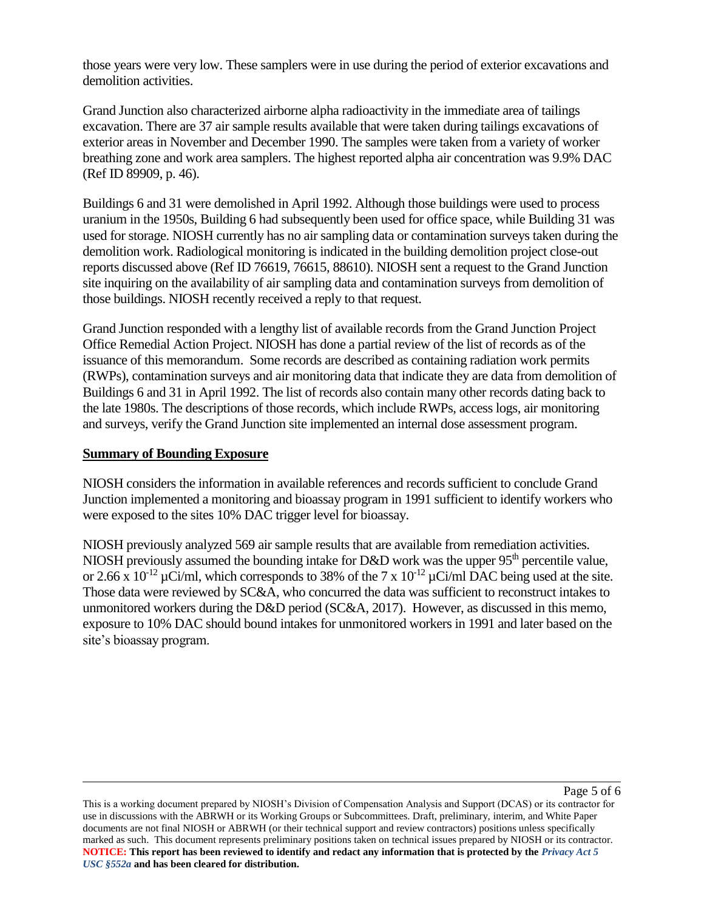those years were very low. These samplers were in use during the period of exterior excavations and demolition activities.

Grand Junction also characterized airborne alpha radioactivity in the immediate area of tailings excavation. There are 37 air sample results available that were taken during tailings excavations of exterior areas in November and December 1990. The samples were taken from a variety of worker breathing zone and work area samplers. The highest reported alpha air concentration was 9.9% DAC (Ref ID 89909, p. 46).

Buildings 6 and 31 were demolished in April 1992. Although those buildings were used to process uranium in the 1950s, Building 6 had subsequently been used for office space, while Building 31 was used for storage. NIOSH currently has no air sampling data or contamination surveys taken during the demolition work. Radiological monitoring is indicated in the building demolition project close-out reports discussed above (Ref ID 76619, 76615, 88610). NIOSH sent a request to the Grand Junction site inquiring on the availability of air sampling data and contamination surveys from demolition of those buildings. NIOSH recently received a reply to that request.

Grand Junction responded with a lengthy list of available records from the Grand Junction Project Office Remedial Action Project. NIOSH has done a partial review of the list of records as of the issuance of this memorandum. Some records are described as containing radiation work permits (RWPs), contamination surveys and air monitoring data that indicate they are data from demolition of Buildings 6 and 31 in April 1992. The list of records also contain many other records dating back to the late 1980s. The descriptions of those records, which include RWPs, access logs, air monitoring and surveys, verify the Grand Junction site implemented an internal dose assessment program.

## Summary of Bounding Exposure

NIOSH considers the information in available references and records sufficient to conclude Grand Junction implemented a monitoring and bioassay program in 1991 sufficient to identify workers who were exposed to the sites 10% DAC trigger level for bioassay.

NIOSH previously analyzed 569 air sample results that are available from remediation activities. NIOSH previously assumed the bounding intake for D&D work was the upper 95$^{th}$ percentile value, or $2.66 \times 10^{-12}$ μCi/ml, which corresponds to 38% of the $7 \times 10^{-12}$ μCi/ml DAC being used at the site. Those data were reviewed by SC&A, who concurred the data was sufficient to reconstruct intakes to unmonitored workers during the D&D period (SC&A, 2017). However, as discussed in this memo, exposure to 10% DAC should bound intakes for unmonitored workers in 1991 and later based on the site's bioassay program.

This is a working document prepared by NIOSH's Division of Compensation Analysis and Support (DCAS) or its contractor for use in discussions with the ABRWH or its Working Groups or Subcommittees. Draft, preliminary, interim, and White Paper documents are not final NIOSH or ABRWH (or their technical support and review contractors) positions unless specifically marked as such. This document represents preliminary positions taken on technical issues prepared by NIOSH or its contractor.
**NOTICE: This report has been reviewed to identify and redact any information that is protected by the *Privacy Act 5 USC §552a* and has been cleared for distribution.**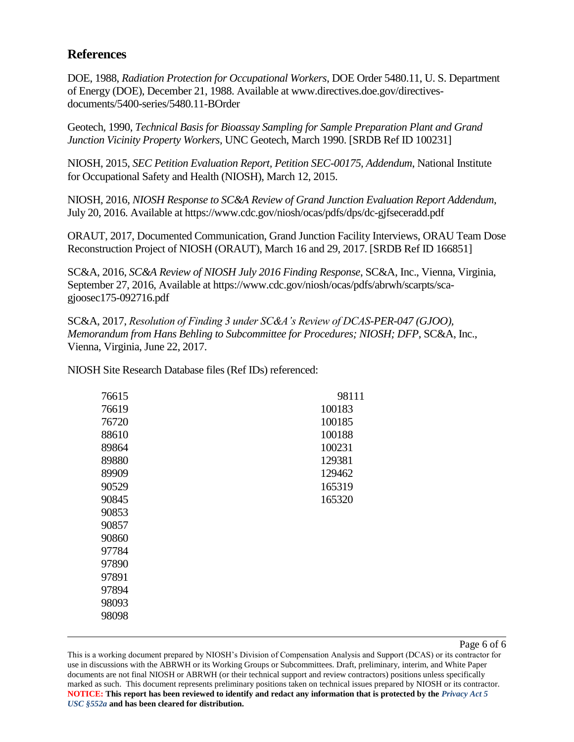## References

DOE, 1988, *Radiation Protection for Occupational Workers*, DOE Order 5480.11, U. S. Department of Energy (DOE), December 21, 1988. Available at www.directives.doe.gov/directives-documents/5400-series/5480.11-BOrder

Geotech, 1990, *Technical Basis for Bioassay Sampling for Sample Preparation Plant and Grand Junction Vicinity Property Workers*, UNC Geotech, March 1990. [SRDB Ref ID 100231]

NIOSH, 2015, *SEC Petition Evaluation Report, Petition SEC-00175, Addendum*, National Institute for Occupational Safety and Health (NIOSH), March 12, 2015.

NIOSH, 2016, *NIOSH Response to SC&A Review of Grand Junction Evaluation Report Addendum*, July 20, 2016. Available at https://www.cdc.gov/niosh/ocas/pdfs/dps/dc-gjfseceradd.pdf

ORAUT, 2017, Documented Communication, Grand Junction Facility Interviews, ORAU Team Dose Reconstruction Project of NIOSH (ORAUT), March 16 and 29, 2017. [SRDB Ref ID 166851]

SC&A, 2016, *SC&A Review of NIOSH July 2016 Finding Response*, SC&A, Inc., Vienna, Virginia, September 27, 2016, Available at https://www.cdc.gov/niosh/ocas/pdfs/abrwh/scarpts/sca-gjoosec175-092716.pdf

SC&A, 2017, *Resolution of Finding 3 under SC&A's Review of DCAS-PER-047 (GJOO), Memorandum from Hans Behling to Subcommittee for Procedures; NIOSH; DFP*, SC&A, Inc., Vienna, Virginia, June 22, 2017.

NIOSH Site Research Database files (Ref IDs) referenced:

76615
76619
76720
88610
89864
89880
89909
90529
90845
90853
90857
90860
97784
97890
97891
97894
98093
98098
98111
100183
100185
100188
100231
129381
129462
165319
165320